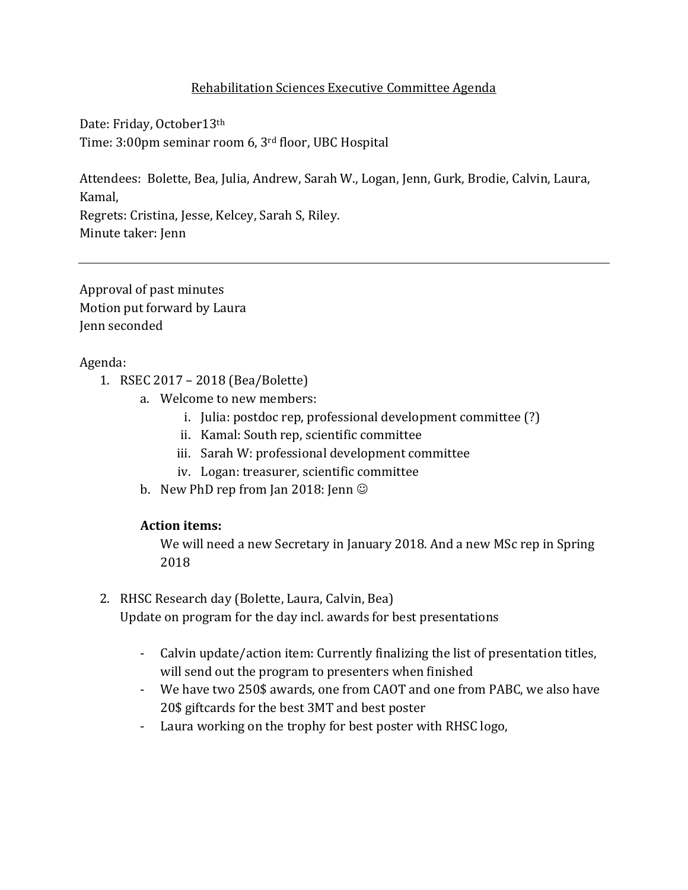# Rehabilitation Sciences Executive Committee Agenda

Date: Friday, October13th
Time: 3:00pm seminar room 6, 3rd floor, UBC Hospital

Attendees: Bolette, Bea, Julia, Andrew, Sarah W., Logan, Jenn, Gurk, Brodie, Calvin, Laura, Kamal,
Regrets: Cristina, Jesse, Kelcey, Sarah S, Riley.
Minute taker: Jenn

---

Approval of past minutes
Motion put forward by Laura
Jenn seconded

Agenda:

1. RSEC 2017 – 2018 (Bea/Bolette)
   a. Welcome to new members:
      i. Julia: postdoc rep, professional development committee (?)
      ii. Kamal: South rep, scientific committee
      iii. Sarah W: professional development committee
      iv. Logan: treasurer, scientific committee
   b. New PhD rep from Jan 2018: Jenn ☺

   **Action items:**
   We will need a new Secretary in January 2018. And a new MSc rep in Spring 2018

2. RHSC Research day (Bolette, Laura, Calvin, Bea)
   Update on program for the day incl. awards for best presentations

   - Calvin update/action item: Currently finalizing the list of presentation titles, will send out the program to presenters when finished
   - We have two 250$ awards, one from CAOT and one from PABC, we also have 20$ giftcards for the best 3MT and best poster
   - Laura working on the trophy for best poster with RHSC logo,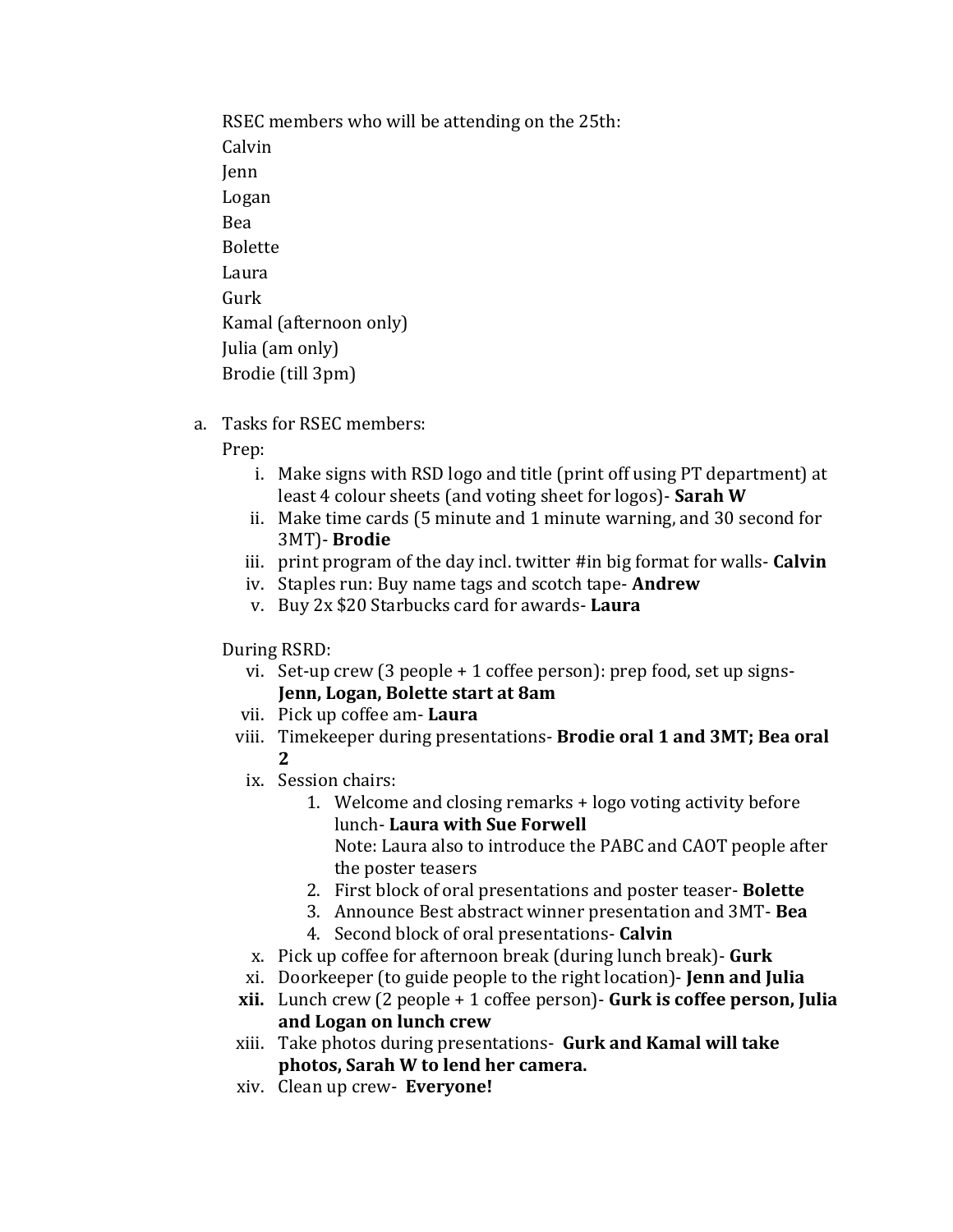RSEC members who will be attending on the 25th:
Calvin
Jenn
Logan
Bea
Bolette
Laura
Gurk
Kamal (afternoon only)
Julia (am only)
Brodie (till 3pm)

a. Tasks for RSEC members:

   Prep:

   i. Make signs with RSD logo and title (print off using PT department) at least 4 colour sheets (and voting sheet for logos)- **Sarah W**
   ii. Make time cards (5 minute and 1 minute warning, and 30 second for 3MT)- **Brodie**
   iii. print program of the day incl. twitter #in big format for walls- **Calvin**
   iv. Staples run: Buy name tags and scotch tape- **Andrew**
   v. Buy 2x $20 Starbucks card for awards- **Laura**

   During RSRD:

   vi. Set-up crew (3 people + 1 coffee person): prep food, set up signs- **Jenn, Logan, Bolette start at 8am**
   vii. Pick up coffee am- **Laura**
   viii. Timekeeper during presentations- **Brodie oral 1 and 3MT; Bea oral 2**
   ix. Session chairs:
      1. Welcome and closing remarks + logo voting activity before lunch- **Laura with Sue Forwell**
         Note: Laura also to introduce the PABC and CAOT people after the poster teasers
      2. First block of oral presentations and poster teaser- **Bolette**
      3. Announce Best abstract winner presentation and 3MT- **Bea**
      4. Second block of oral presentations- **Calvin**
   x. Pick up coffee for afternoon break (during lunch break)- **Gurk**
   xi. Doorkeeper (to guide people to the right location)- **Jenn and Julia**
   **xii.** Lunch crew (2 people + 1 coffee person)- **Gurk is coffee person, Julia and Logan on lunch crew**
   xiii. Take photos during presentations- **Gurk and Kamal will take photos, Sarah W to lend her camera.**
   xiv. Clean up crew- **Everyone!**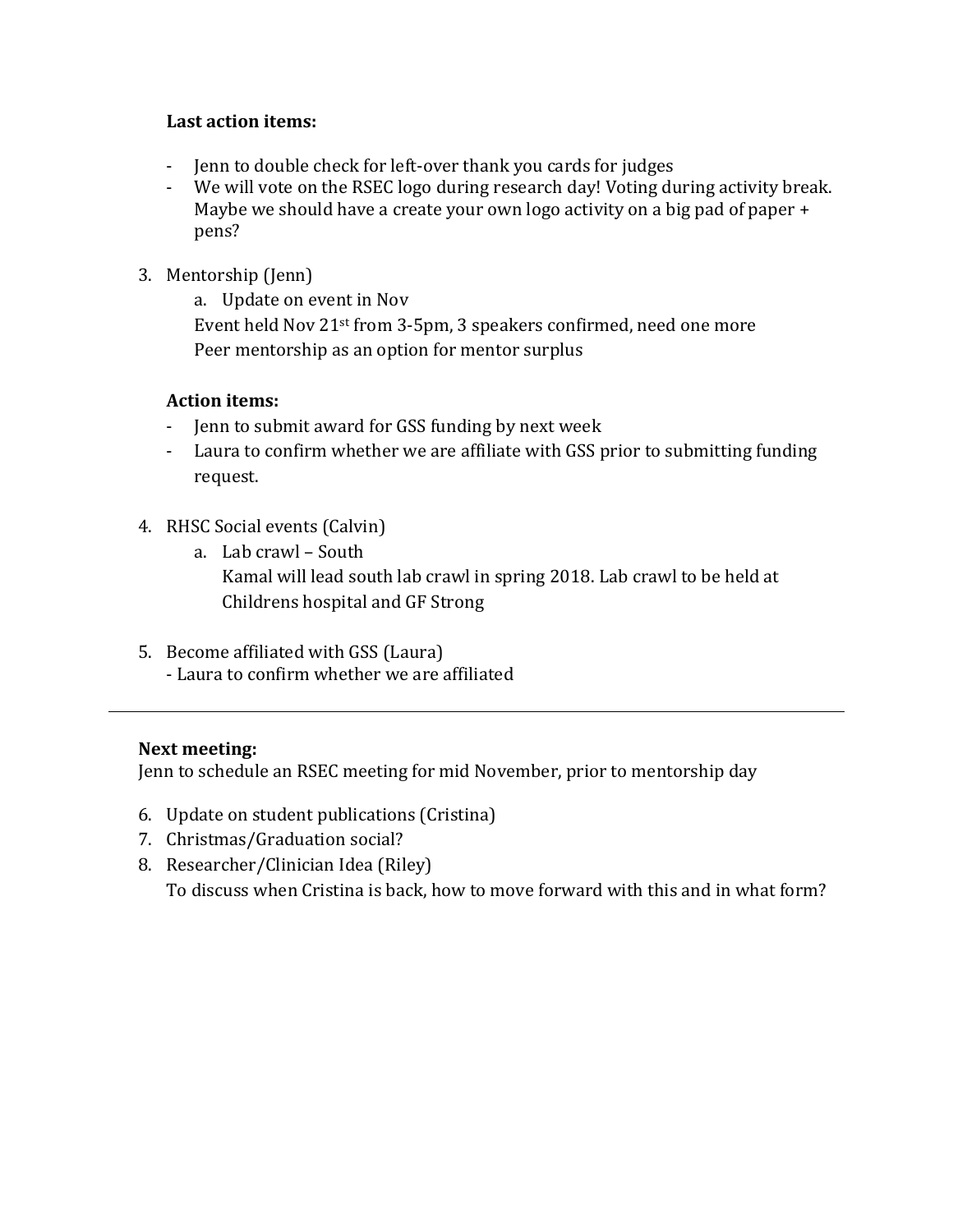**Last action items:**

- Jenn to double check for left-over thank you cards for judges
- We will vote on the RSEC logo during research day! Voting during activity break. Maybe we should have a create your own logo activity on a big pad of paper + pens?

3. Mentorship (Jenn)
    a. Update on event in Nov

    Event held Nov 21st from 3-5pm, 3 speakers confirmed, need one more

    Peer mentorship as an option for mentor surplus

**Action items:**

- Jenn to submit award for GSS funding by next week
- Laura to confirm whether we are affiliate with GSS prior to submitting funding request.

4. RHSC Social events (Calvin)
    a. Lab crawl – South

       Kamal will lead south lab crawl in spring 2018. Lab crawl to be held at Childrens hospital and GF Strong

5. Become affiliated with GSS (Laura)

   - Laura to confirm whether we are affiliated

---

**Next meeting:**

Jenn to schedule an RSEC meeting for mid November, prior to mentorship day

6. Update on student publications (Cristina)
7. Christmas/Graduation social?
8. Researcher/Clinician Idea (Riley)

   To discuss when Cristina is back, how to move forward with this and in what form?